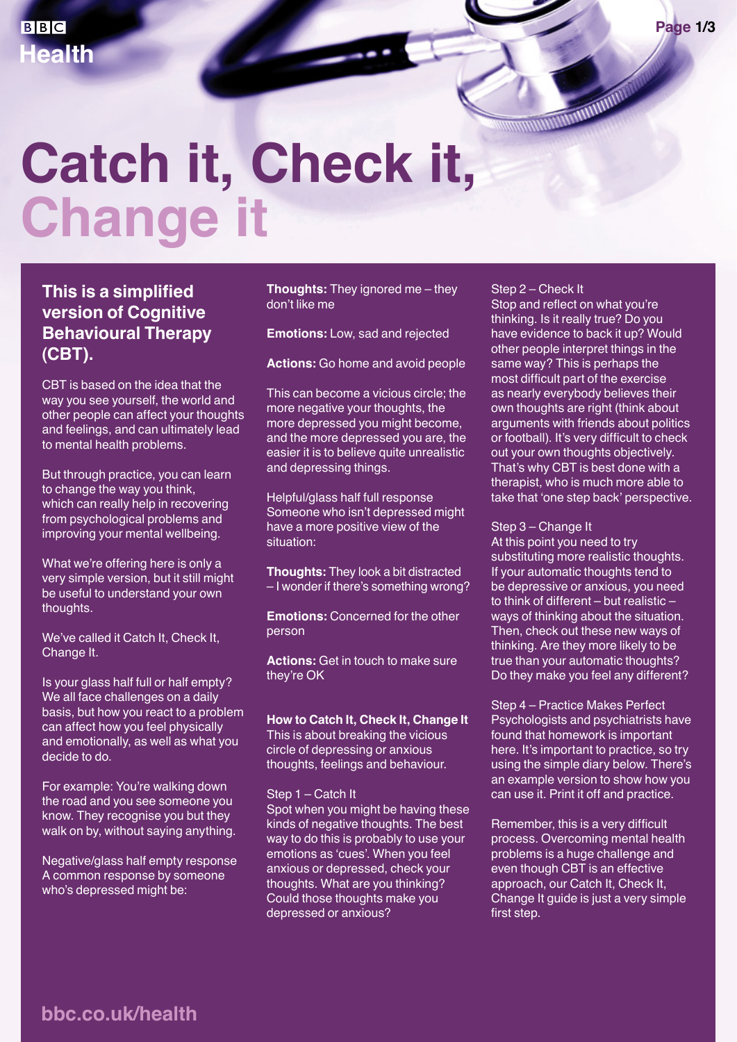BBC Health

# Catch it, Check it, Change it

## This is a simplified version of Cognitive Behavioural Therapy (CBT).

CBT is based on the idea that the way you see yourself, the world and other people can affect your thoughts and feelings, and can ultimately lead to mental health problems.

But through practice, you can learn to change the way you think, which can really help in recovering from psychological problems and improving your mental wellbeing.

What we're offering here is only a very simple version, but it still might be useful to understand your own thoughts.

We've called it Catch It, Check It, Change It.

Is your glass half full or half empty? We all face challenges on a daily basis, but how you react to a problem can affect how you feel physically and emotionally, as well as what you decide to do.

For example: You're walking down the road and you see someone you know. They recognise you but they walk on by, without saying anything.

Negative/glass half empty response
A common response by someone who's depressed might be:

**Thoughts:** They ignored me – they don't like me

**Emotions:** Low, sad and rejected

**Actions:** Go home and avoid people

This can become a vicious circle; the more negative your thoughts, the more depressed you might become, and the more depressed you are, the easier it is to believe quite unrealistic and depressing things.

Helpful/glass half full response
Someone who isn't depressed might have a more positive view of the situation:

**Thoughts:** They look a bit distracted – I wonder if there's something wrong?

**Emotions:** Concerned for the other person

**Actions:** Get in touch to make sure they're OK

**How to Catch It, Check It, Change It**
This is about breaking the vicious circle of depressing or anxious thoughts, feelings and behaviour.

Step 1 – Catch It
Spot when you might be having these kinds of negative thoughts. The best way to do this is probably to use your emotions as 'cues'. When you feel anxious or depressed, check your thoughts. What are you thinking? Could those thoughts make you depressed or anxious?

Step 2 – Check It
Stop and reflect on what you're thinking. Is it really true? Do you have evidence to back it up? Would other people interpret things in the same way? This is perhaps the most difficult part of the exercise as nearly everybody believes their own thoughts are right (think about arguments with friends about politics or football). It's very difficult to check out your own thoughts objectively. That's why CBT is best done with a therapist, who is much more able to take that 'one step back' perspective.

Step 3 – Change It
At this point you need to try substituting more realistic thoughts. If your automatic thoughts tend to be depressive or anxious, you need to think of different – but realistic – ways of thinking about the situation. Then, check out these new ways of thinking. Are they more likely to be true than your automatic thoughts? Do they make you feel any different?

Step 4 – Practice Makes Perfect
Psychologists and psychiatrists have found that homework is important here. It's important to practice, so try using the simple diary below. There's an example version to show how you can use it. Print it off and practice.

Remember, this is a very difficult process. Overcoming mental health problems is a huge challenge and even though CBT is an effective approach, our Catch It, Check It, Change It guide is just a very simple first step.

bbc.co.uk/health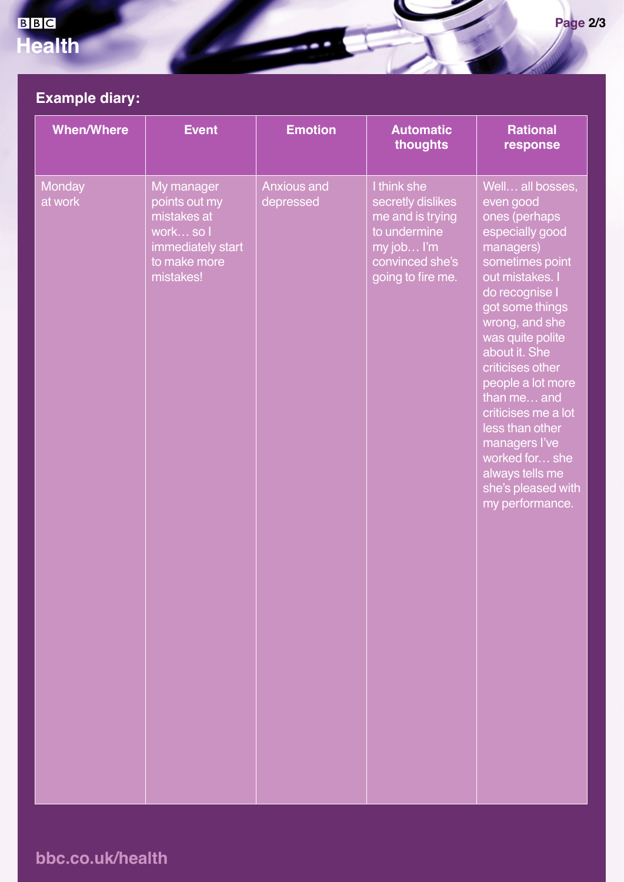## Example diary:

| When/Where | Event | Emotion | Automatic thoughts | Rational response |
|---|---|---|---|---|
| Monday at work | My manager points out my mistakes at work… so I immediately start to make more mistakes! | Anxious and depressed | I think she secretly dislikes me and is trying to undermine my job… I'm convinced she's going to fire me. | Well… all bosses, even good ones (perhaps especially good managers) sometimes point out mistakes. I do recognise I got some things wrong, and she was quite polite about it. She criticises other people a lot more than me… and criticises me a lot less than other managers I've worked for… she always tells me she's pleased with my performance. |

bbc.co.uk/health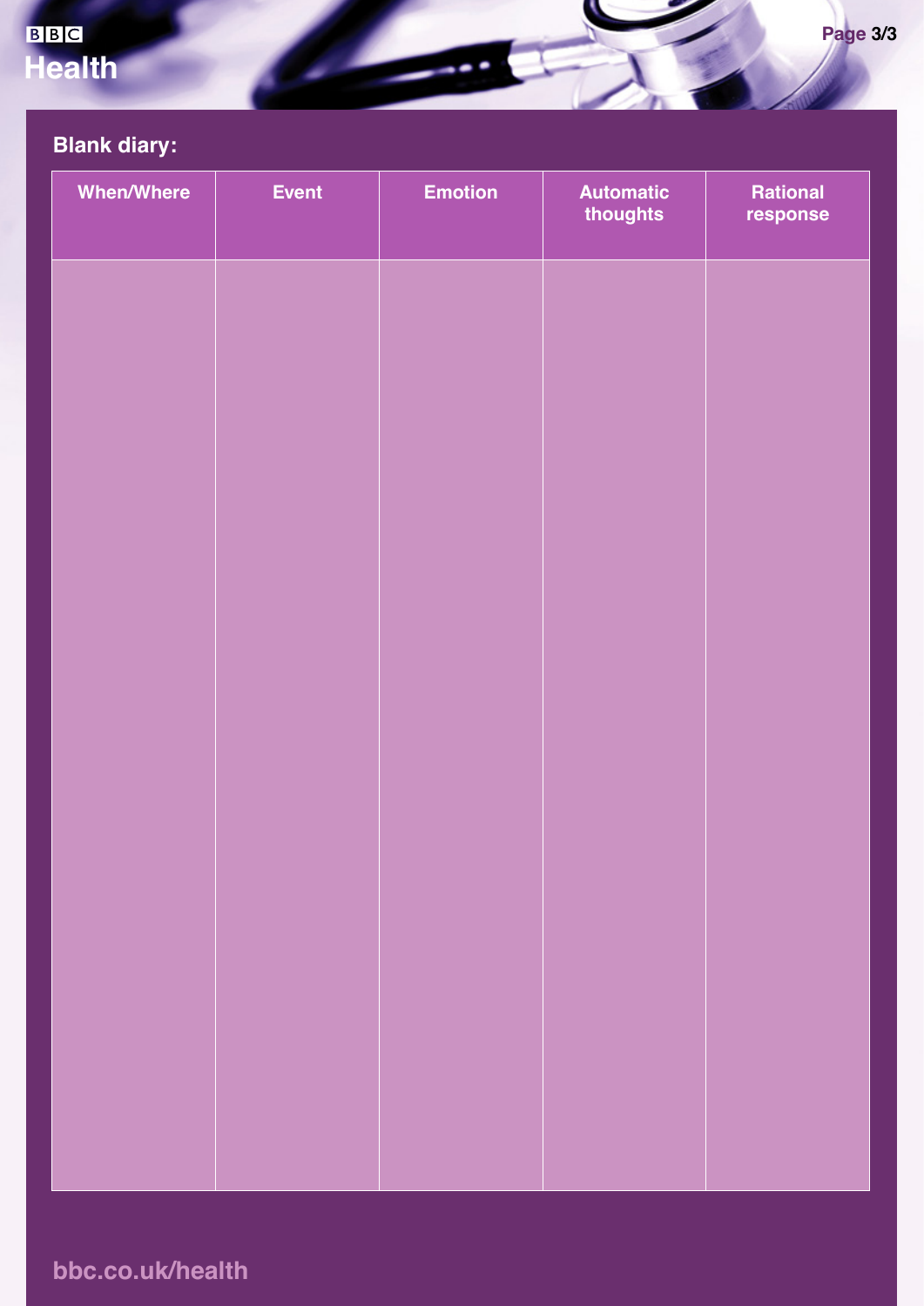**Blank diary:**

| When/Where | Event | Emotion | Automatic thoughts | Rational response |
|---|---|---|---|---|
| | | | | |